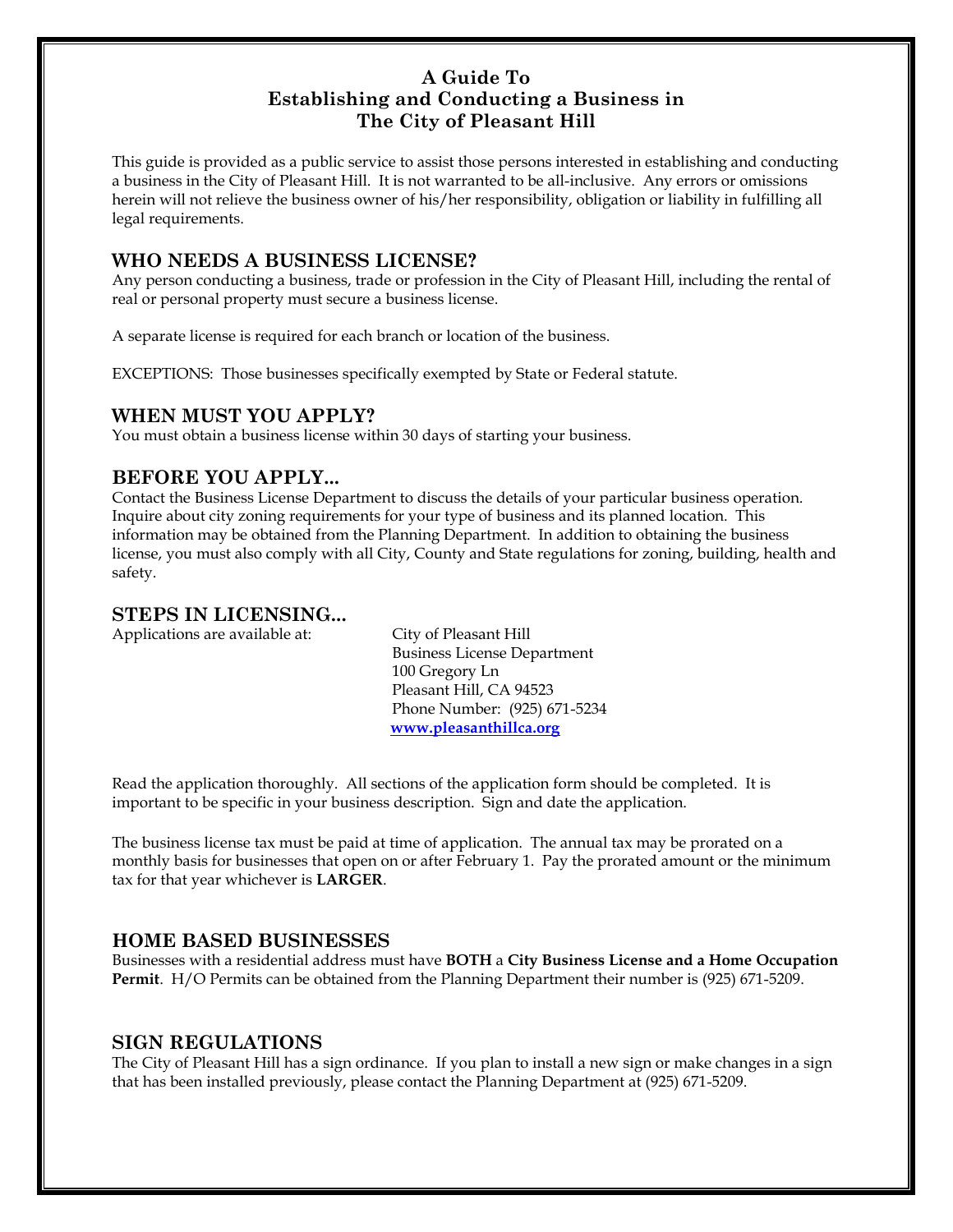# A Guide To
# Establishing and Conducting a Business in
# The City of Pleasant Hill

This guide is provided as a public service to assist those persons interested in establishing and conducting a business in the City of Pleasant Hill. It is not warranted to be all-inclusive. Any errors or omissions herein will not relieve the business owner of his/her responsibility, obligation or liability in fulfilling all legal requirements.

## WHO NEEDS A BUSINESS LICENSE?

Any person conducting a business, trade or profession in the City of Pleasant Hill, including the rental of real or personal property must secure a business license.

A separate license is required for each branch or location of the business.

EXCEPTIONS: Those businesses specifically exempted by State or Federal statute.

## WHEN MUST YOU APPLY?

You must obtain a business license within 30 days of starting your business.

## BEFORE YOU APPLY...

Contact the Business License Department to discuss the details of your particular business operation. Inquire about city zoning requirements for your type of business and its planned location. This information may be obtained from the Planning Department. In addition to obtaining the business license, you must also comply with all City, County and State regulations for zoning, building, health and safety.

## STEPS IN LICENSING...

Applications are available at:

City of Pleasant Hill
Business License Department
100 Gregory Ln
Pleasant Hill, CA 94523
Phone Number: (925) 671-5234
[www.pleasanthillca.org](http://www.pleasanthillca.org)

Read the application thoroughly. All sections of the application form should be completed. It is important to be specific in your business description. Sign and date the application.

The business license tax must be paid at time of application. The annual tax may be prorated on a monthly basis for businesses that open on or after February 1. Pay the prorated amount or the minimum tax for that year whichever is **LARGER**.

## HOME BASED BUSINESSES

Businesses with a residential address must have **BOTH** a **City Business License and a Home Occupation Permit**. H/O Permits can be obtained from the Planning Department their number is (925) 671-5209.

## SIGN REGULATIONS

The City of Pleasant Hill has a sign ordinance. If you plan to install a new sign or make changes in a sign that has been installed previously, please contact the Planning Department at (925) 671-5209.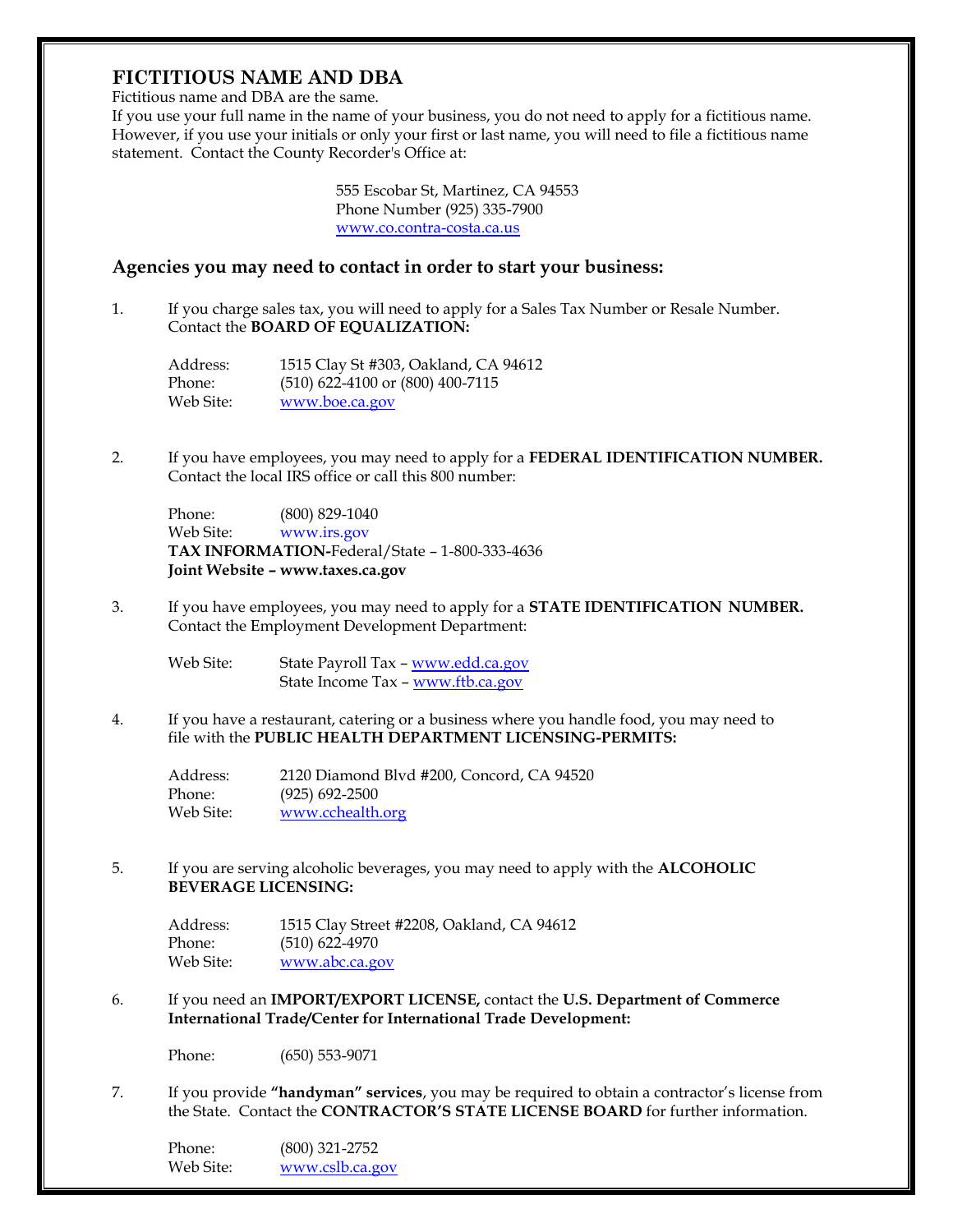## FICTITIOUS NAME AND DBA

Fictitious name and DBA are the same.
If you use your full name in the name of your business, you do not need to apply for a fictitious name. However, if you use your initials or only your first or last name, you will need to file a fictitious name statement. Contact the County Recorder's Office at:

555 Escobar St, Martinez, CA 94553
Phone Number (925) 335-7900
www.co.contra-costa.ca.us

## Agencies you may need to contact in order to start your business:

1. If you charge sales tax, you will need to apply for a Sales Tax Number or Resale Number. Contact the **BOARD OF EQUALIZATION:**

   Address: 1515 Clay St #303, Oakland, CA 94612
   Phone: (510) 622-4100 or (800) 400-7115
   Web Site: www.boe.ca.gov

2. If you have employees, you may need to apply for a **FEDERAL IDENTIFICATION NUMBER.** Contact the local IRS office or call this 800 number:

   Phone: (800) 829-1040
   Web Site: www.irs.gov
   **TAX INFORMATION-**Federal/State – 1-800-333-4636
   **Joint Website – www.taxes.ca.gov**

3. If you have employees, you may need to apply for a **STATE IDENTIFICATION NUMBER.** Contact the Employment Development Department:

   Web Site: State Payroll Tax – www.edd.ca.gov
   State Income Tax – www.ftb.ca.gov

4. If you have a restaurant, catering or a business where you handle food, you may need to file with the **PUBLIC HEALTH DEPARTMENT LICENSING-PERMITS:**

   Address: 2120 Diamond Blvd #200, Concord, CA 94520
   Phone: (925) 692-2500
   Web Site: www.cchealth.org

5. If you are serving alcoholic beverages, you may need to apply with the **ALCOHOLIC BEVERAGE LICENSING:**

   Address: 1515 Clay Street #2208, Oakland, CA 94612
   Phone: (510) 622-4970
   Web Site: www.abc.ca.gov

6. If you need an **IMPORT/EXPORT LICENSE,** contact the **U.S. Department of Commerce International Trade/Center for International Trade Development:**

   Phone: (650) 553-9071

7. If you provide **"handyman" services**, you may be required to obtain a contractor's license from the State. Contact the **CONTRACTOR'S STATE LICENSE BOARD** for further information.

   Phone: (800) 321-2752
   Web Site: www.cslb.ca.gov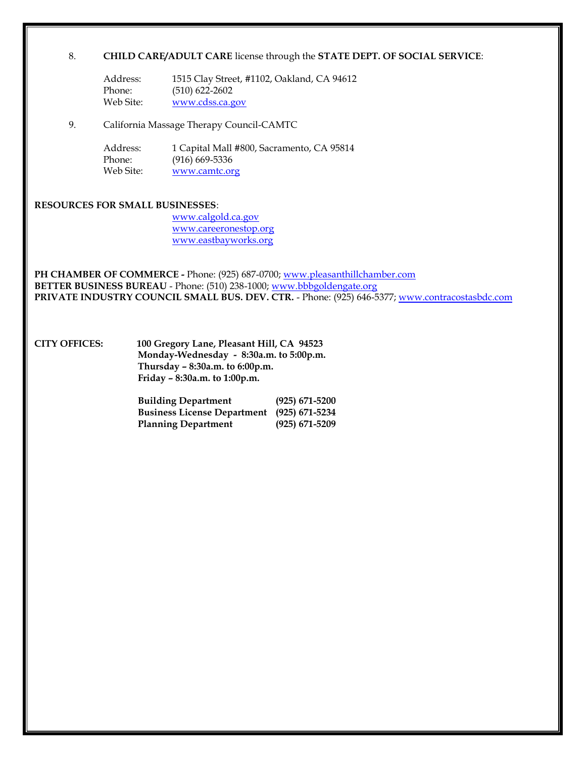8. **CHILD CARE/ADULT CARE** license through the **STATE DEPT. OF SOCIAL SERVICE**:

   Address: 1515 Clay Street, #1102, Oakland, CA 94612
   Phone: (510) 622-2602
   Web Site: www.cdss.ca.gov

9. California Massage Therapy Council-CAMTC

   Address: 1 Capital Mall #800, Sacramento, CA 95814
   Phone: (916) 669-5336
   Web Site: www.camtc.org

**RESOURCES FOR SMALL BUSINESSES**:

www.calgold.ca.gov
www.careeronestop.org
www.eastbayworks.org

**PH CHAMBER OF COMMERCE -** Phone: (925) 687-0700; www.pleasanthillchamber.com
**BETTER BUSINESS BUREAU** - Phone: (510) 238-1000; www.bbbgoldengate.org
**PRIVATE INDUSTRY COUNCIL SMALL BUS. DEV. CTR.** - Phone: (925) 646-5377; www.contracostasbdc.com

**CITY OFFICES:** **100 Gregory Lane, Pleasant Hill, CA 94523**
**Monday-Wednesday - 8:30a.m. to 5:00p.m.**
**Thursday – 8:30a.m. to 6:00p.m.**
**Friday – 8:30a.m. to 1:00p.m.**

| | |
|---|---|
| **Building Department** | **(925) 671-5200** |
| **Business License Department** | **(925) 671-5234** |
| **Planning Department** | **(925) 671-5209** |